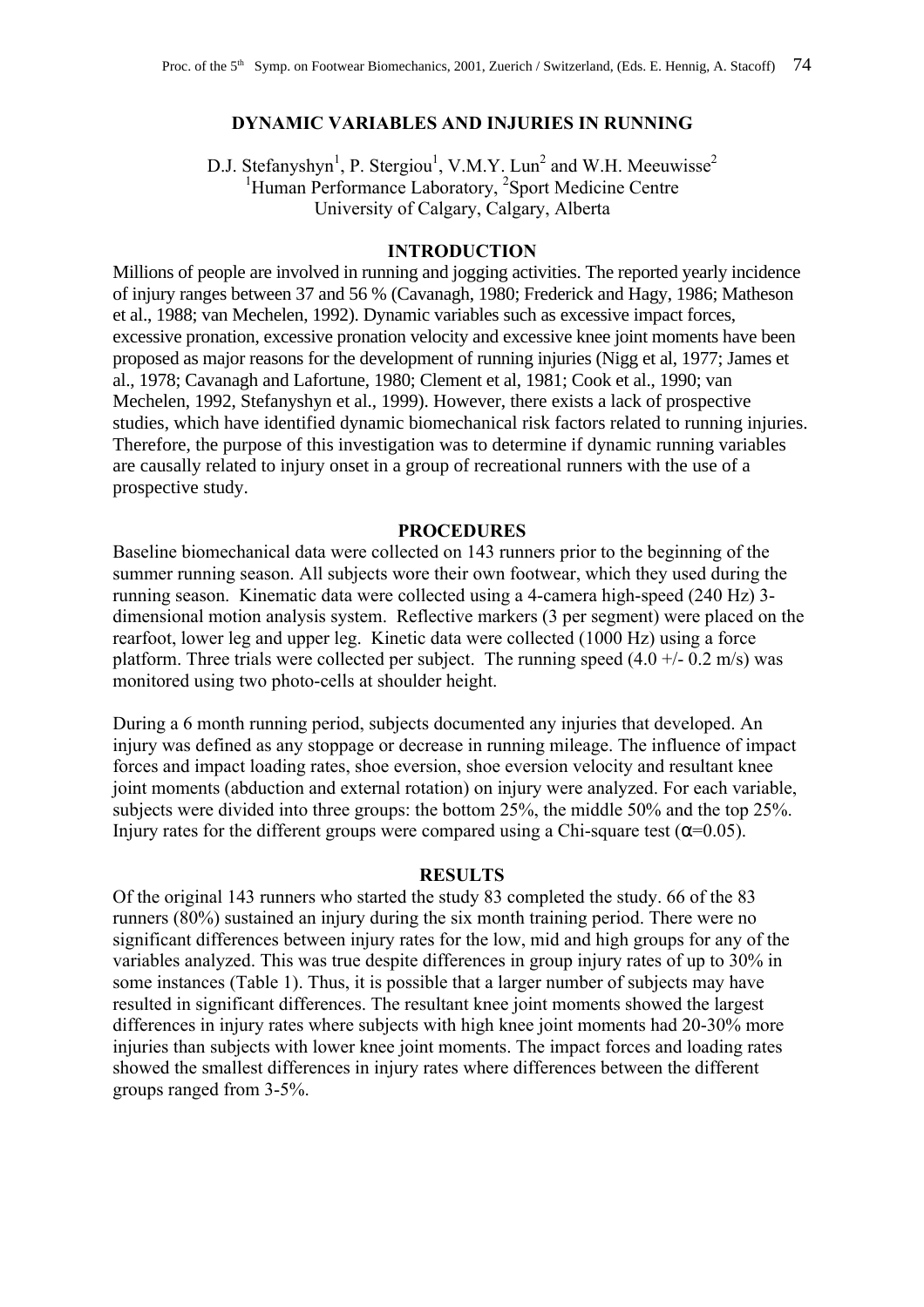# DYNAMIC VARIABLES AND INJURIES IN RUNNING

D.J. Stefanyshyn[1], P. Stergiou[1], V.M.Y. Lun[2] and W.H. Meeuwisse[2]
[1]Human Performance Laboratory, [2]Sport Medicine Centre
University of Calgary, Calgary, Alberta

## INTRODUCTION

Millions of people are involved in running and jogging activities. The reported yearly incidence of injury ranges between 37 and 56 % (Cavanagh, 1980; Frederick and Hagy, 1986; Matheson et al., 1988; van Mechelen, 1992). Dynamic variables such as excessive impact forces, excessive pronation, excessive pronation velocity and excessive knee joint moments have been proposed as major reasons for the development of running injuries (Nigg et al, 1977; James et al., 1978; Cavanagh and Lafortune, 1980; Clement et al, 1981; Cook et al., 1990; van Mechelen, 1992, Stefanyshyn et al., 1999). However, there exists a lack of prospective studies, which have identified dynamic biomechanical risk factors related to running injuries. Therefore, the purpose of this investigation was to determine if dynamic running variables are causally related to injury onset in a group of recreational runners with the use of a prospective study.

## PROCEDURES

Baseline biomechanical data were collected on 143 runners prior to the beginning of the summer running season. All subjects wore their own footwear, which they used during the running season. Kinematic data were collected using a 4-camera high-speed (240 Hz) 3-dimensional motion analysis system. Reflective markers (3 per segment) were placed on the rearfoot, lower leg and upper leg. Kinetic data were collected (1000 Hz) using a force platform. Three trials were collected per subject. The running speed (4.0 +/- 0.2 m/s) was monitored using two photo-cells at shoulder height.

During a 6 month running period, subjects documented any injuries that developed. An injury was defined as any stoppage or decrease in running mileage. The influence of impact forces and impact loading rates, shoe eversion, shoe eversion velocity and resultant knee joint moments (abduction and external rotation) on injury were analyzed. For each variable, subjects were divided into three groups: the bottom 25%, the middle 50% and the top 25%. Injury rates for the different groups were compared using a Chi-square test ($\alpha$=0.05).

## RESULTS

Of the original 143 runners who started the study 83 completed the study. 66 of the 83 runners (80%) sustained an injury during the six month training period. There were no significant differences between injury rates for the low, mid and high groups for any of the variables analyzed. This was true despite differences in group injury rates of up to 30% in some instances (Table 1). Thus, it is possible that a larger number of subjects may have resulted in significant differences. The resultant knee joint moments showed the largest differences in injury rates where subjects with high knee joint moments had 20-30% more injuries than subjects with lower knee joint moments. The impact forces and loading rates showed the smallest differences in injury rates where differences between the different groups ranged from 3-5%.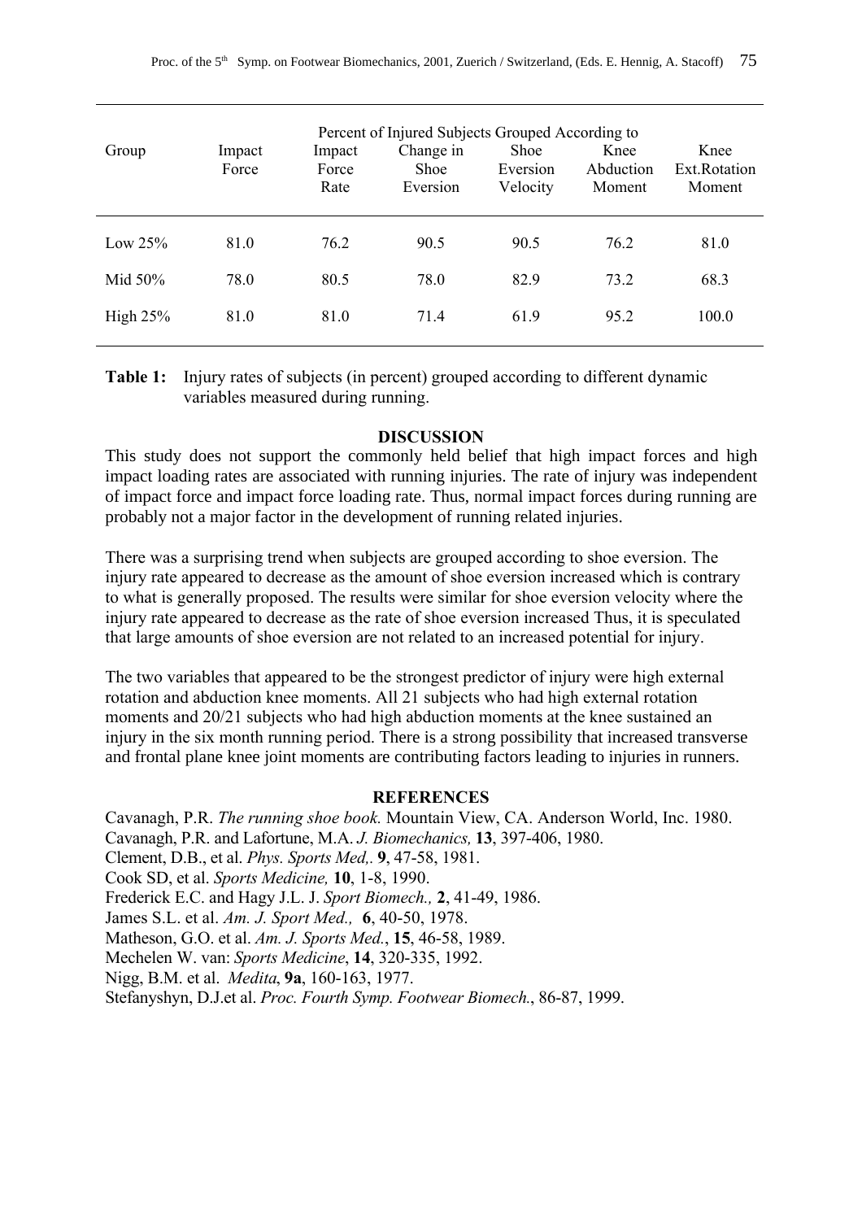| Group | Percent of Injured Subjects Grouped According to | | | | | |
|---|---|---|---|---|---|---|
| | Impact Force | Impact Force Rate | Change in Shoe Eversion | Shoe Eversion Velocity | Knee Abduction Moment | Knee Ext.Rotation Moment |
| Low 25% | 81.0 | 76.2 | 90.5 | 90.5 | 76.2 | 81.0 |
| Mid 50% | 78.0 | 80.5 | 78.0 | 82.9 | 73.2 | 68.3 |
| High 25% | 81.0 | 81.0 | 71.4 | 61.9 | 95.2 | 100.0 |

**Table 1:** Injury rates of subjects (in percent) grouped according to different dynamic variables measured during running.

## DISCUSSION

This study does not support the commonly held belief that high impact forces and high impact loading rates are associated with running injuries. The rate of injury was independent of impact force and impact force loading rate. Thus, normal impact forces during running are probably not a major factor in the development of running related injuries.

There was a surprising trend when subjects are grouped according to shoe eversion. The injury rate appeared to decrease as the amount of shoe eversion increased which is contrary to what is generally proposed. The results were similar for shoe eversion velocity where the injury rate appeared to decrease as the rate of shoe eversion increased Thus, it is speculated that large amounts of shoe eversion are not related to an increased potential for injury.

The two variables that appeared to be the strongest predictor of injury were high external rotation and abduction knee moments. All 21 subjects who had high external rotation moments and 20/21 subjects who had high abduction moments at the knee sustained an injury in the six month running period. There is a strong possibility that increased transverse and frontal plane knee joint moments are contributing factors leading to injuries in runners.

## REFERENCES

Cavanagh, P.R. *The running shoe book.* Mountain View, CA. Anderson World, Inc. 1980.
Cavanagh, P.R. and Lafortune, M.A. *J. Biomechanics,* **13**, 397-406, 1980.
Clement, D.B., et al. *Phys. Sports Med,.* **9**, 47-58, 1981.
Cook SD, et al. *Sports Medicine,* **10**, 1-8, 1990.
Frederick E.C. and Hagy J.L. J. *Sport Biomech.,* **2**, 41-49, 1986.
James S.L. et al. *Am. J. Sport Med.,* **6**, 40-50, 1978.
Matheson, G.O. et al. *Am. J. Sports Med.*, **15**, 46-58, 1989.
Mechelen W. van: *Sports Medicine*, **14**, 320-335, 1992.
Nigg, B.M. et al. *Medita*, **9a**, 160-163, 1977.
Stefanyshyn, D.J.et al. *Proc. Fourth Symp. Footwear Biomech.*, 86-87, 1999.